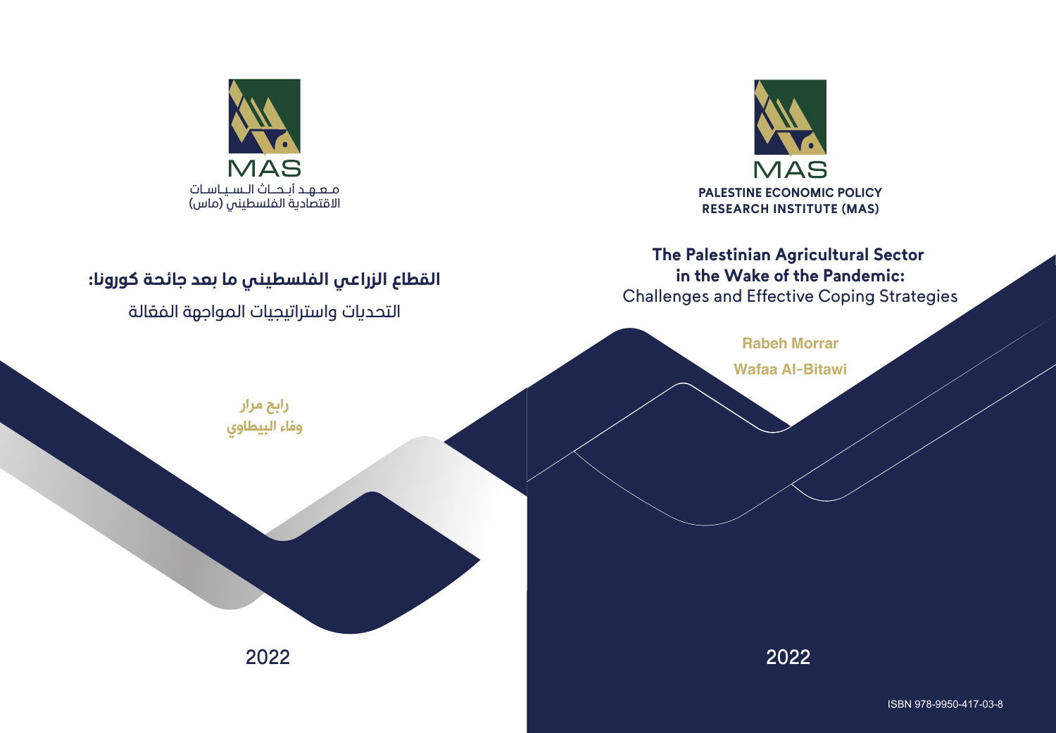MAS

PALESTINE ECONOMIC POLICY RESEARCH INSTITUTE (MAS)

# The Palestinian Agricultural Sector in the Wake of the Pandemic:

## Challenges and Effective Coping Strategies

**Rabeh Morrar**

**Wafaa Al-Bitawi**

2022

ISBN 978-9950-417-03-8

MAS

معهد أبحاث السياسات الاقتصادية الفلسطيني (ماس)

# القطاع الزراعي الفلسطيني ما بعد جائحة كورونا:

## التحديات واستراتيجيات المواجهة الفعّالة

**رابح مرار**

**وفاء البيطاوي**

2022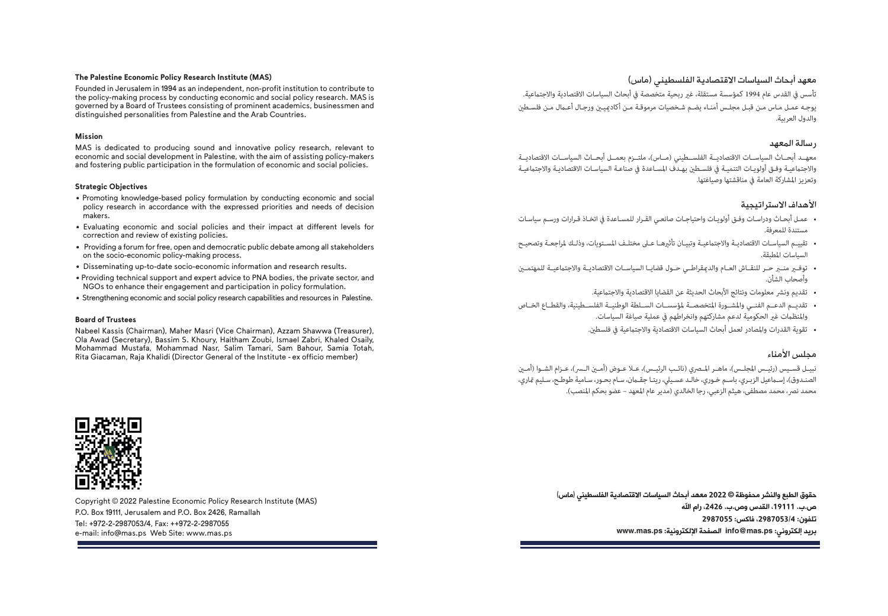### The Palestine Economic Policy Research Institute (MAS)

Founded in Jerusalem in 1994 as an independent, non-profit institution to contribute to the policy-making process by conducting economic and social policy research. MAS is governed by a Board of Trustees consisting of prominent academics, businessmen and distinguished personalities from Palestine and the Arab Countries.

### Mission

MAS is dedicated to producing sound and innovative policy research, relevant to economic and social development in Palestine, with the aim of assisting policy-makers and fostering public participation in the formulation of economic and social policies.

### Strategic Objectives

- Promoting knowledge-based policy formulation by conducting economic and social policy research in accordance with the expressed priorities and needs of decision makers.
- Evaluating economic and social policies and their impact at different levels for correction and review of existing policies.
- Providing a forum for free, open and democratic public debate among all stakeholders on the socio-economic policy-making process.
- Disseminating up-to-date socio-economic information and research results.
- Providing technical support and expert advice to PNA bodies, the private sector, and NGOs to enhance their engagement and participation in policy formulation.
- Strengthening economic and social policy research capabilities and resources in Palestine.

### Board of Trustees

Nabeel Kassis (Chairman), Maher Masri (Vice Chairman), Azzam Shawwa (Treasurer), Ola Awad (Secretary), Bassim S. Khoury, Haitham Zoubi, Ismael Zabri, Khaled Osaily, Mohammad Mustafa, Mohammad Nasr, Salim Tamari, Sam Bahour, Samia Totah, Rita Giacaman, Raja Khalidi (Director General of the Institute - ex officio member)

Copyright © 2022 Palestine Economic Policy Research Institute (MAS)
P.O. Box 19111, Jerusalem and P.O. Box 2426, Ramallah
Tel: +972-2-2987053/4, Fax: ++972-2-2987055
e-mail: info@mas.ps Web Site: www.mas.ps

### معهد أبحاث السياسات الاقتصادية الفلسطيني (ماس)

تأسس في القدس عام 1994 كمؤسسة مستقلة، غير ربحية متخصصة في أبحاث السياسات الاقتصادية والاجتماعية.
يوجه عمل ماس من قبل مجلس أمناء يضم شخصيات مرموقة من أكاديميين ورجال أعمال من فلسطين والدول العربية.

### رسالة المعهد

معهد أبحاث السياسات الاقتصادية الفلسطيني (ماس)، ملتزم بعمل أبحاث السياسات الاقتصادية والاجتماعية وفق أولويات التنمية في فلسطين بهدف المساعدة في صناعة السياسات الاقتصادية والاجتماعية وتعزيز المشاركة العامة في مناقشتها وصياغتها.

### الأهداف الاستراتيجية

- عمل أبحاث ودراسات وفق أولويات واحتياجات صانعي القرار للمساعدة في اتخاذ قرارات ورسم سياسات مستندة للمعرفة.
- تقييم السياسات الاقتصادية والاجتماعية وتبيان تأثيرها على مختلف المستويات، وذلك لمراجعة وتصحيح السياسات المطبقة.
- توفير منبر حر للنقاش العام والديمقراطي حول قضايا السياسات الاقتصادية والاجتماعية للمهتمين وأصحاب الشأن.
- تقديم ونشر معلومات ونتائج الأبحاث الحديثة عن القضايا الاقتصادية والاجتماعية.
- تقديم الدعم الفني والمشورة المتخصصة لمؤسسات السلطة الوطنية الفلسطينية، والقطاع الخاص والمنظمات غير الحكومية لدعم مشاركتهم وانخراطهم في عملية صياغة السياسات.
- تقوية القدرات والمصادر لعمل أبحاث السياسات الاقتصادية والاجتماعية في فلسطين.

### مجلس الأمناء

نبيل قسيس (رئيس المجلس)، ماهر المصري (نائب الرئيس)، علا عوض (أمين السر)، عزام الشوا (أمين الصندوق)، إسماعيل الزبري، باسم خوري، خالد عسيلي، ريتا جقمان، سام بحور، سامية طوطح، سليم تماري، محمد نصر، محمد مصطفى، هيثم الزعبي، رجا الخالدي (مدير عام المعهد - عضو بحكم المنصب).

**حقوق الطبع والنشر محفوظة © 2022 معهد أبحاث السياسات الاقتصادية الفلسطيني (ماس)**
**ص.ب. 19111، القدس وص.ب. 2426، رام الله**
**تلفون: 2987053/4، فاكس: 2987055**
**بريد إلكتروني: info@mas.ps الصفحة الإلكترونية: www.mas.ps**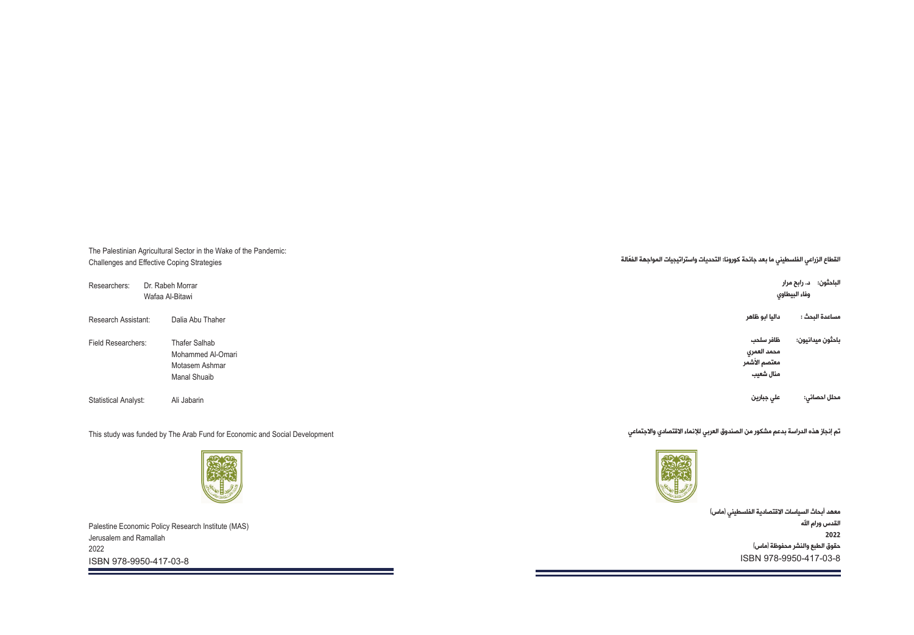The Palestinian Agricultural Sector in the Wake of the Pandemic: Challenges and Effective Coping Strategies

Researchers: Dr. Rabeh Morrar
Wafaa Al-Bitawi

Research Assistant: Dalia Abu Thaher

Field Researchers: Thafer Salhab
Mohammed Al-Omari
Motasem Ashmar
Manal Shuaib

Statistical Analyst: Ali Jabarin

This study was funded by The Arab Fund for Economic and Social Development

Palestine Economic Policy Research Institute (MAS)
Jerusalem and Ramallah
2022
ISBN 978-9950-417-03-8

القطاع الزراعي الفلسطيني ما بعد جائحة كورونا: التحديات واستراتيجيات المواجهة الفعّالة

الباحثون: د. رابح مرار
وفاء البيطاوي

مساعدة البحث: داليا ابو ظاهر

باحثون ميدانيون: ظافر سلحب
محمد العمري
معتصم الأشمر
منال شعيب

محلل احصائي: علي جبارين

تم إنجاز هذه الدراسة بدعم مشكور من الصندوق العربي للإنماء الاقتصادي والاجتماعي

معهد أبحاث السياسات الاقتصادية الفلسطيني (ماس)
القدس ورام الله
2022
حقوق الطبع والنشر محفوظة (ماس)
ISBN 978-9950-417-03-8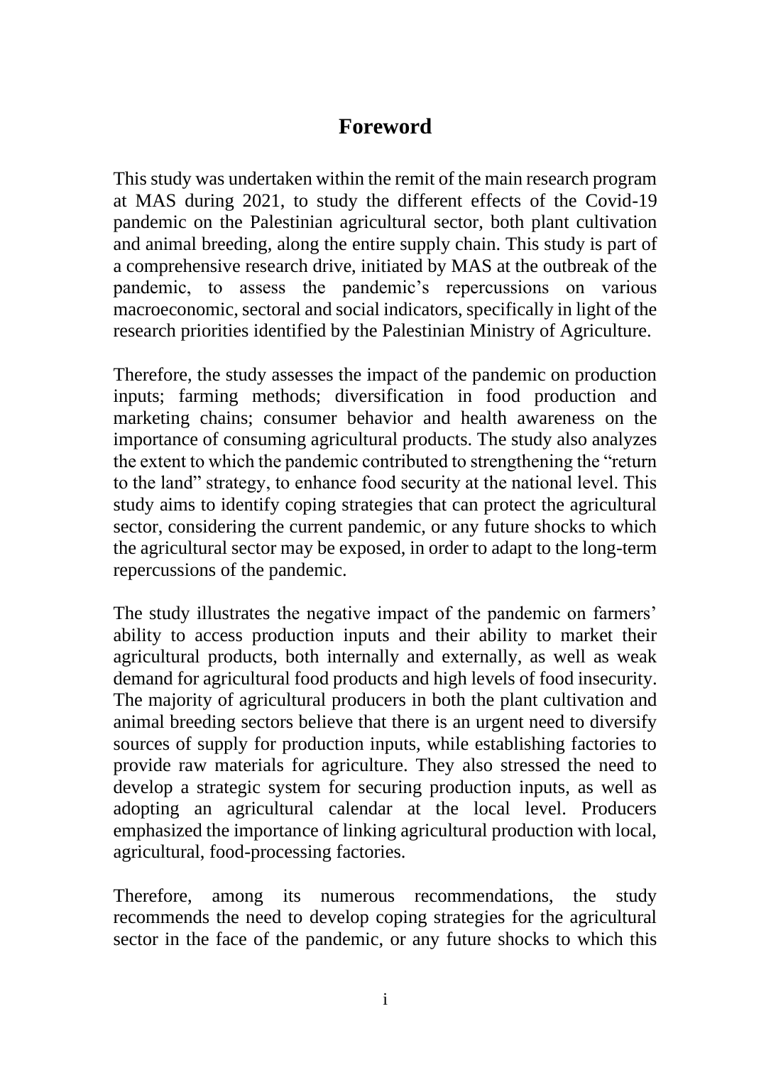# Foreword

This study was undertaken within the remit of the main research program at MAS during 2021, to study the different effects of the Covid-19 pandemic on the Palestinian agricultural sector, both plant cultivation and animal breeding, along the entire supply chain. This study is part of a comprehensive research drive, initiated by MAS at the outbreak of the pandemic, to assess the pandemic's repercussions on various macroeconomic, sectoral and social indicators, specifically in light of the research priorities identified by the Palestinian Ministry of Agriculture.

Therefore, the study assesses the impact of the pandemic on production inputs; farming methods; diversification in food production and marketing chains; consumer behavior and health awareness on the importance of consuming agricultural products. The study also analyzes the extent to which the pandemic contributed to strengthening the "return to the land" strategy, to enhance food security at the national level. This study aims to identify coping strategies that can protect the agricultural sector, considering the current pandemic, or any future shocks to which the agricultural sector may be exposed, in order to adapt to the long-term repercussions of the pandemic.

The study illustrates the negative impact of the pandemic on farmers' ability to access production inputs and their ability to market their agricultural products, both internally and externally, as well as weak demand for agricultural food products and high levels of food insecurity. The majority of agricultural producers in both the plant cultivation and animal breeding sectors believe that there is an urgent need to diversify sources of supply for production inputs, while establishing factories to provide raw materials for agriculture. They also stressed the need to develop a strategic system for securing production inputs, as well as adopting an agricultural calendar at the local level. Producers emphasized the importance of linking agricultural production with local, agricultural, food-processing factories.

Therefore, among its numerous recommendations, the study recommends the need to develop coping strategies for the agricultural sector in the face of the pandemic, or any future shocks to which this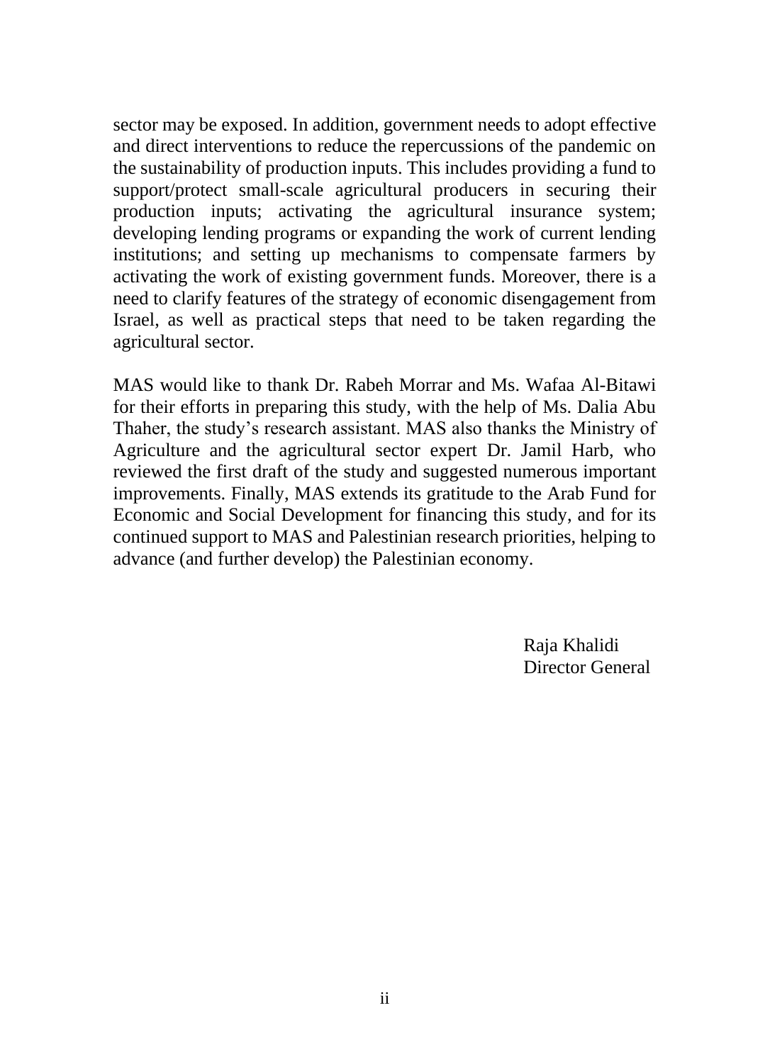sector may be exposed. In addition, government needs to adopt effective and direct interventions to reduce the repercussions of the pandemic on the sustainability of production inputs. This includes providing a fund to support/protect small-scale agricultural producers in securing their production inputs; activating the agricultural insurance system; developing lending programs or expanding the work of current lending institutions; and setting up mechanisms to compensate farmers by activating the work of existing government funds. Moreover, there is a need to clarify features of the strategy of economic disengagement from Israel, as well as practical steps that need to be taken regarding the agricultural sector.

MAS would like to thank Dr. Rabeh Morrar and Ms. Wafaa Al-Bitawi for their efforts in preparing this study, with the help of Ms. Dalia Abu Thaher, the study's research assistant. MAS also thanks the Ministry of Agriculture and the agricultural sector expert Dr. Jamil Harb, who reviewed the first draft of the study and suggested numerous important improvements. Finally, MAS extends its gratitude to the Arab Fund for Economic and Social Development for financing this study, and for its continued support to MAS and Palestinian research priorities, helping to advance (and further develop) the Palestinian economy.

Raja Khalidi
Director General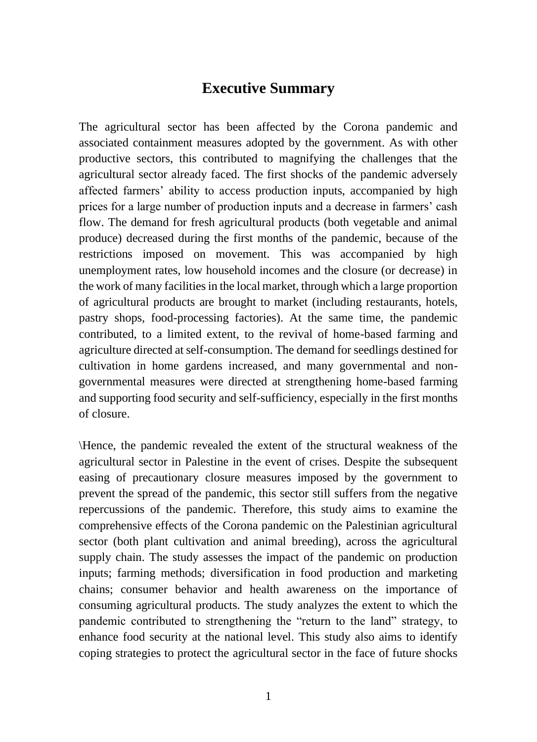# Executive Summary

The agricultural sector has been affected by the Corona pandemic and associated containment measures adopted by the government. As with other productive sectors, this contributed to magnifying the challenges that the agricultural sector already faced. The first shocks of the pandemic adversely affected farmers' ability to access production inputs, accompanied by high prices for a large number of production inputs and a decrease in farmers' cash flow. The demand for fresh agricultural products (both vegetable and animal produce) decreased during the first months of the pandemic, because of the restrictions imposed on movement. This was accompanied by high unemployment rates, low household incomes and the closure (or decrease) in the work of many facilities in the local market, through which a large proportion of agricultural products are brought to market (including restaurants, hotels, pastry shops, food-processing factories). At the same time, the pandemic contributed, to a limited extent, to the revival of home-based farming and agriculture directed at self-consumption. The demand for seedlings destined for cultivation in home gardens increased, and many governmental and non-governmental measures were directed at strengthening home-based farming and supporting food security and self-sufficiency, especially in the first months of closure.

\Hence, the pandemic revealed the extent of the structural weakness of the agricultural sector in Palestine in the event of crises. Despite the subsequent easing of precautionary closure measures imposed by the government to prevent the spread of the pandemic, this sector still suffers from the negative repercussions of the pandemic. Therefore, this study aims to examine the comprehensive effects of the Corona pandemic on the Palestinian agricultural sector (both plant cultivation and animal breeding), across the agricultural supply chain. The study assesses the impact of the pandemic on production inputs; farming methods; diversification in food production and marketing chains; consumer behavior and health awareness on the importance of consuming agricultural products. The study analyzes the extent to which the pandemic contributed to strengthening the "return to the land" strategy, to enhance food security at the national level. This study also aims to identify coping strategies to protect the agricultural sector in the face of future shocks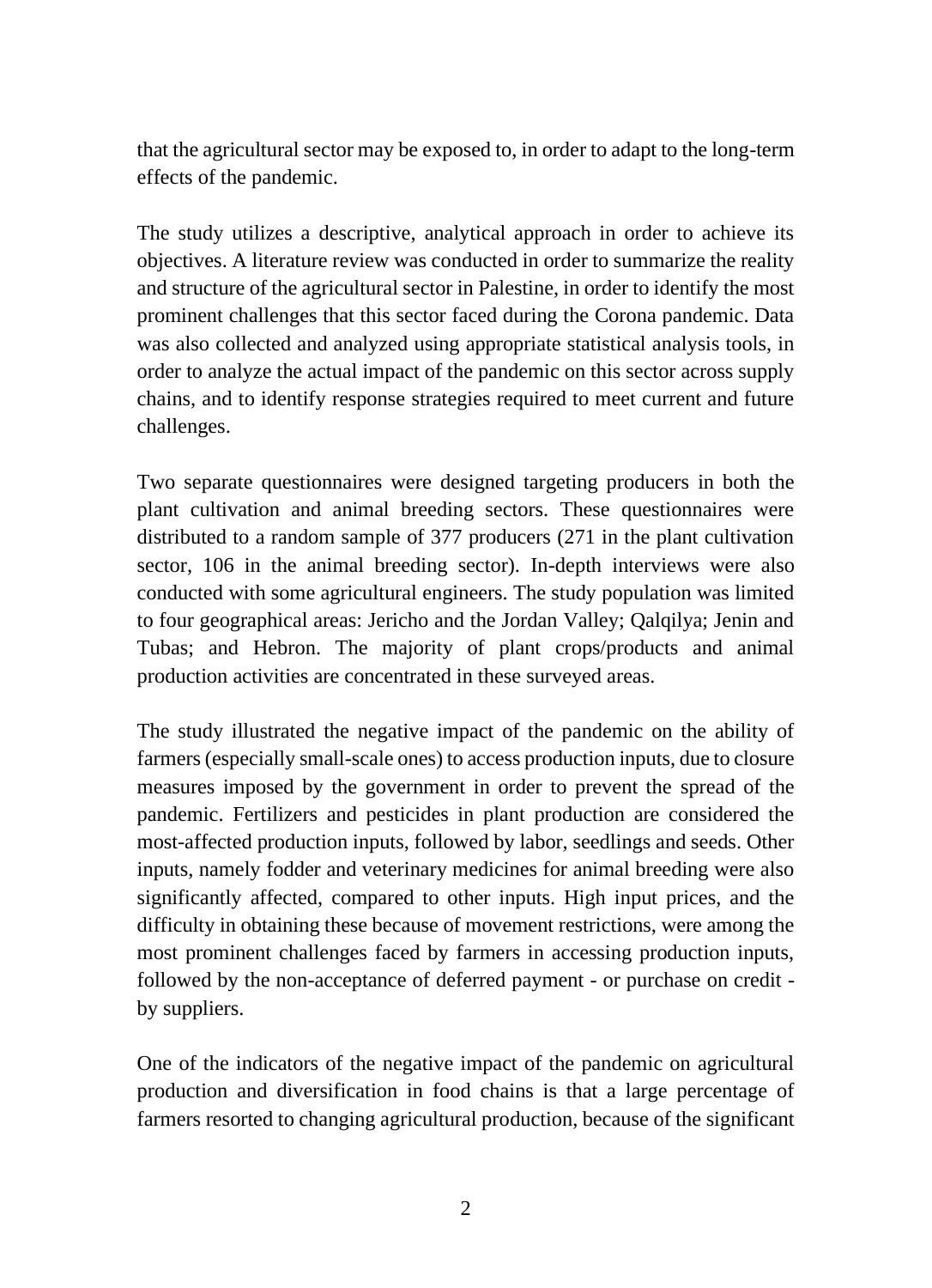that the agricultural sector may be exposed to, in order to adapt to the long-term effects of the pandemic.

The study utilizes a descriptive, analytical approach in order to achieve its objectives. A literature review was conducted in order to summarize the reality and structure of the agricultural sector in Palestine, in order to identify the most prominent challenges that this sector faced during the Corona pandemic. Data was also collected and analyzed using appropriate statistical analysis tools, in order to analyze the actual impact of the pandemic on this sector across supply chains, and to identify response strategies required to meet current and future challenges.

Two separate questionnaires were designed targeting producers in both the plant cultivation and animal breeding sectors. These questionnaires were distributed to a random sample of 377 producers (271 in the plant cultivation sector, 106 in the animal breeding sector). In-depth interviews were also conducted with some agricultural engineers. The study population was limited to four geographical areas: Jericho and the Jordan Valley; Qalqilya; Jenin and Tubas; and Hebron. The majority of plant crops/products and animal production activities are concentrated in these surveyed areas.

The study illustrated the negative impact of the pandemic on the ability of farmers (especially small-scale ones) to access production inputs, due to closure measures imposed by the government in order to prevent the spread of the pandemic. Fertilizers and pesticides in plant production are considered the most-affected production inputs, followed by labor, seedlings and seeds. Other inputs, namely fodder and veterinary medicines for animal breeding were also significantly affected, compared to other inputs. High input prices, and the difficulty in obtaining these because of movement restrictions, were among the most prominent challenges faced by farmers in accessing production inputs, followed by the non-acceptance of deferred payment - or purchase on credit - by suppliers.

One of the indicators of the negative impact of the pandemic on agricultural production and diversification in food chains is that a large percentage of farmers resorted to changing agricultural production, because of the significant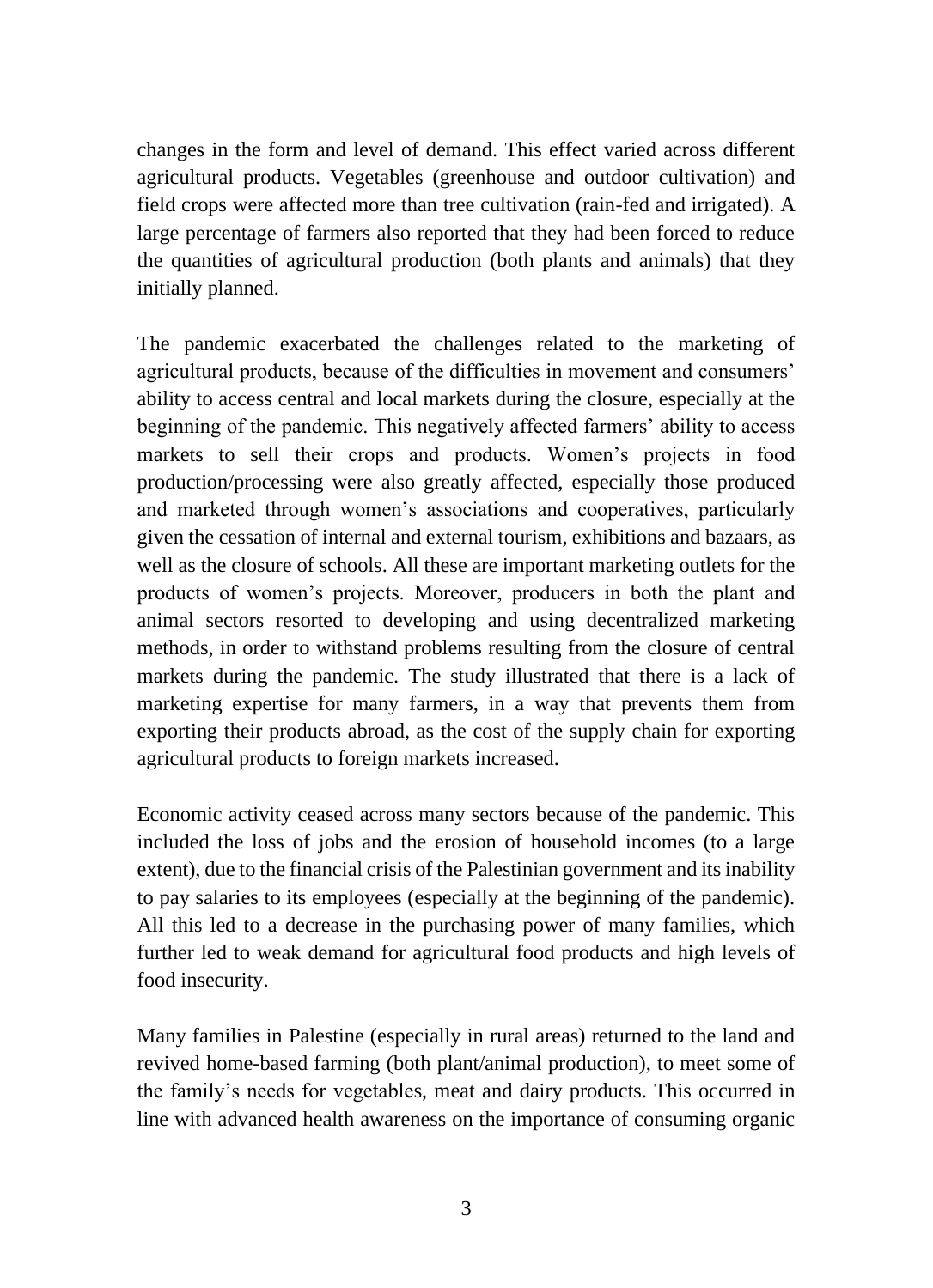changes in the form and level of demand. This effect varied across different agricultural products. Vegetables (greenhouse and outdoor cultivation) and field crops were affected more than tree cultivation (rain-fed and irrigated). A large percentage of farmers also reported that they had been forced to reduce the quantities of agricultural production (both plants and animals) that they initially planned.

The pandemic exacerbated the challenges related to the marketing of agricultural products, because of the difficulties in movement and consumers' ability to access central and local markets during the closure, especially at the beginning of the pandemic. This negatively affected farmers' ability to access markets to sell their crops and products. Women's projects in food production/processing were also greatly affected, especially those produced and marketed through women's associations and cooperatives, particularly given the cessation of internal and external tourism, exhibitions and bazaars, as well as the closure of schools. All these are important marketing outlets for the products of women's projects. Moreover, producers in both the plant and animal sectors resorted to developing and using decentralized marketing methods, in order to withstand problems resulting from the closure of central markets during the pandemic. The study illustrated that there is a lack of marketing expertise for many farmers, in a way that prevents them from exporting their products abroad, as the cost of the supply chain for exporting agricultural products to foreign markets increased.

Economic activity ceased across many sectors because of the pandemic. This included the loss of jobs and the erosion of household incomes (to a large extent), due to the financial crisis of the Palestinian government and its inability to pay salaries to its employees (especially at the beginning of the pandemic). All this led to a decrease in the purchasing power of many families, which further led to weak demand for agricultural food products and high levels of food insecurity.

Many families in Palestine (especially in rural areas) returned to the land and revived home-based farming (both plant/animal production), to meet some of the family's needs for vegetables, meat and dairy products. This occurred in line with advanced health awareness on the importance of consuming organic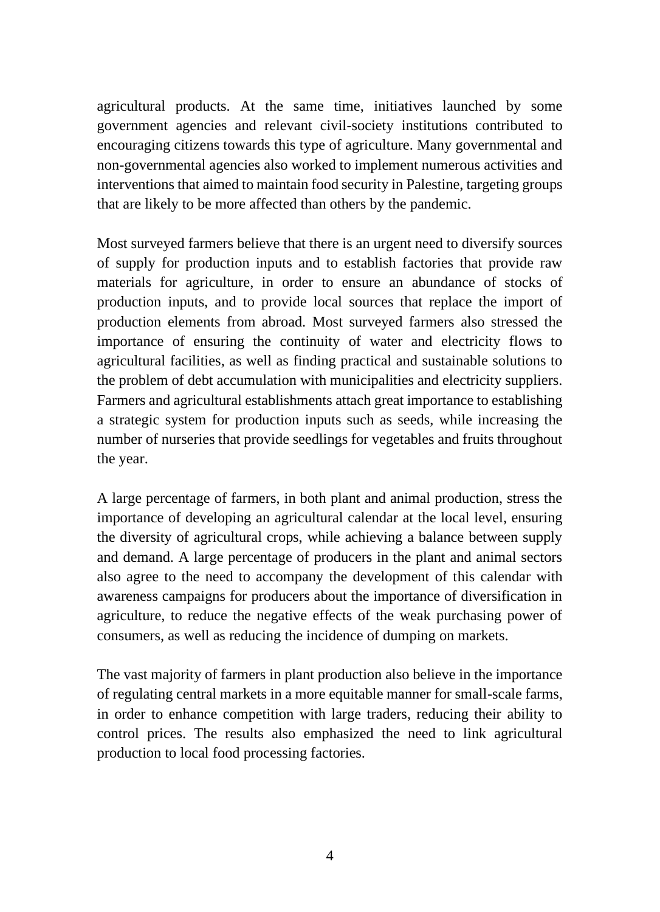agricultural products. At the same time, initiatives launched by some government agencies and relevant civil-society institutions contributed to encouraging citizens towards this type of agriculture. Many governmental and non-governmental agencies also worked to implement numerous activities and interventions that aimed to maintain food security in Palestine, targeting groups that are likely to be more affected than others by the pandemic.

Most surveyed farmers believe that there is an urgent need to diversify sources of supply for production inputs and to establish factories that provide raw materials for agriculture, in order to ensure an abundance of stocks of production inputs, and to provide local sources that replace the import of production elements from abroad. Most surveyed farmers also stressed the importance of ensuring the continuity of water and electricity flows to agricultural facilities, as well as finding practical and sustainable solutions to the problem of debt accumulation with municipalities and electricity suppliers. Farmers and agricultural establishments attach great importance to establishing a strategic system for production inputs such as seeds, while increasing the number of nurseries that provide seedlings for vegetables and fruits throughout the year.

A large percentage of farmers, in both plant and animal production, stress the importance of developing an agricultural calendar at the local level, ensuring the diversity of agricultural crops, while achieving a balance between supply and demand. A large percentage of producers in the plant and animal sectors also agree to the need to accompany the development of this calendar with awareness campaigns for producers about the importance of diversification in agriculture, to reduce the negative effects of the weak purchasing power of consumers, as well as reducing the incidence of dumping on markets.

The vast majority of farmers in plant production also believe in the importance of regulating central markets in a more equitable manner for small-scale farms, in order to enhance competition with large traders, reducing their ability to control prices. The results also emphasized the need to link agricultural production to local food processing factories.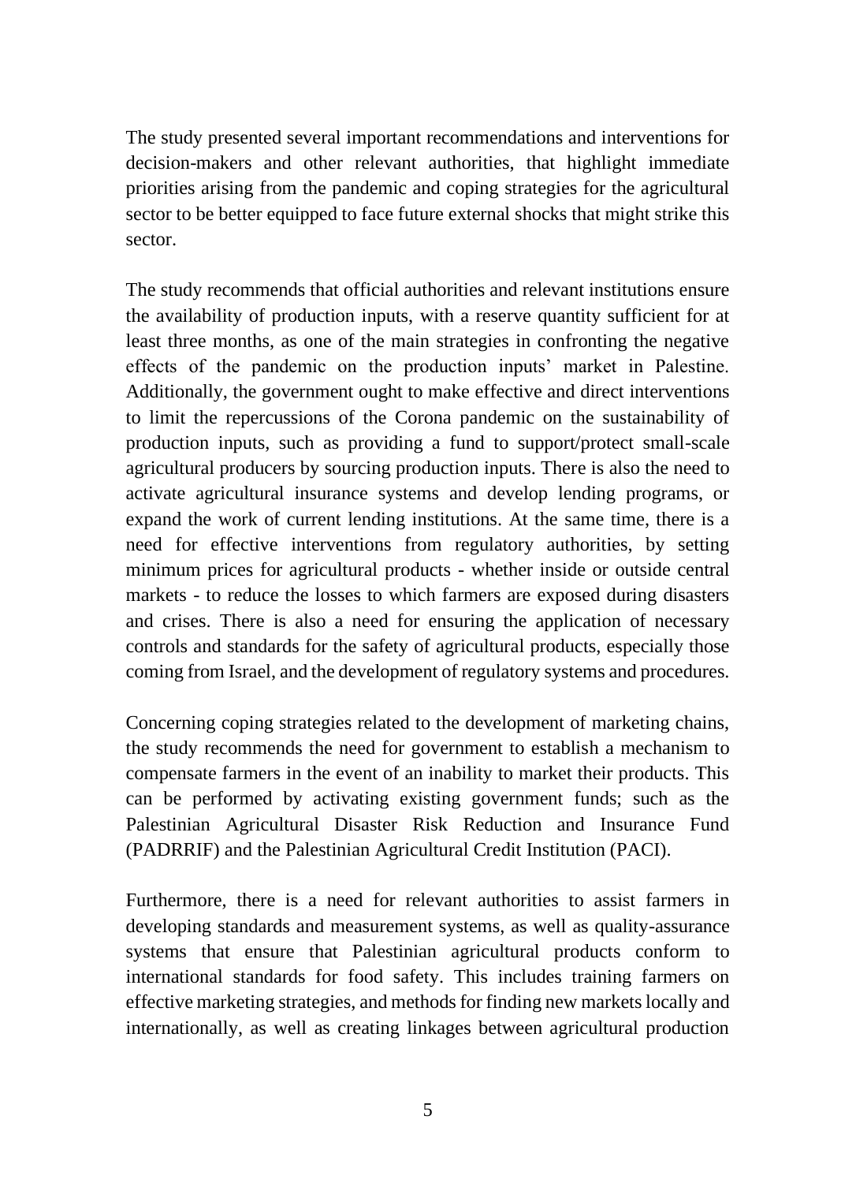The study presented several important recommendations and interventions for decision-makers and other relevant authorities, that highlight immediate priorities arising from the pandemic and coping strategies for the agricultural sector to be better equipped to face future external shocks that might strike this sector.

The study recommends that official authorities and relevant institutions ensure the availability of production inputs, with a reserve quantity sufficient for at least three months, as one of the main strategies in confronting the negative effects of the pandemic on the production inputs' market in Palestine. Additionally, the government ought to make effective and direct interventions to limit the repercussions of the Corona pandemic on the sustainability of production inputs, such as providing a fund to support/protect small-scale agricultural producers by sourcing production inputs. There is also the need to activate agricultural insurance systems and develop lending programs, or expand the work of current lending institutions. At the same time, there is a need for effective interventions from regulatory authorities, by setting minimum prices for agricultural products - whether inside or outside central markets - to reduce the losses to which farmers are exposed during disasters and crises. There is also a need for ensuring the application of necessary controls and standards for the safety of agricultural products, especially those coming from Israel, and the development of regulatory systems and procedures.

Concerning coping strategies related to the development of marketing chains, the study recommends the need for government to establish a mechanism to compensate farmers in the event of an inability to market their products. This can be performed by activating existing government funds; such as the Palestinian Agricultural Disaster Risk Reduction and Insurance Fund (PADRRIF) and the Palestinian Agricultural Credit Institution (PACI).

Furthermore, there is a need for relevant authorities to assist farmers in developing standards and measurement systems, as well as quality-assurance systems that ensure that Palestinian agricultural products conform to international standards for food safety. This includes training farmers on effective marketing strategies, and methods for finding new markets locally and internationally, as well as creating linkages between agricultural production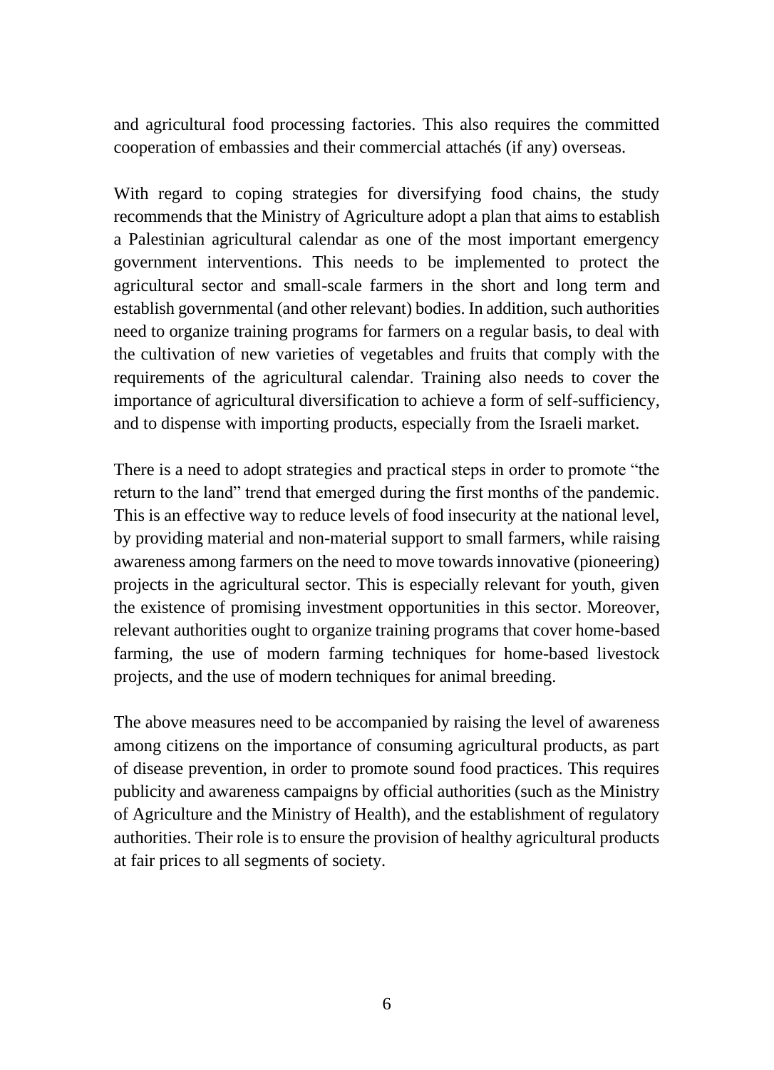and agricultural food processing factories. This also requires the committed cooperation of embassies and their commercial attachés (if any) overseas.

With regard to coping strategies for diversifying food chains, the study recommends that the Ministry of Agriculture adopt a plan that aims to establish a Palestinian agricultural calendar as one of the most important emergency government interventions. This needs to be implemented to protect the agricultural sector and small-scale farmers in the short and long term and establish governmental (and other relevant) bodies. In addition, such authorities need to organize training programs for farmers on a regular basis, to deal with the cultivation of new varieties of vegetables and fruits that comply with the requirements of the agricultural calendar. Training also needs to cover the importance of agricultural diversification to achieve a form of self-sufficiency, and to dispense with importing products, especially from the Israeli market.

There is a need to adopt strategies and practical steps in order to promote "the return to the land" trend that emerged during the first months of the pandemic. This is an effective way to reduce levels of food insecurity at the national level, by providing material and non-material support to small farmers, while raising awareness among farmers on the need to move towards innovative (pioneering) projects in the agricultural sector. This is especially relevant for youth, given the existence of promising investment opportunities in this sector. Moreover, relevant authorities ought to organize training programs that cover home-based farming, the use of modern farming techniques for home-based livestock projects, and the use of modern techniques for animal breeding.

The above measures need to be accompanied by raising the level of awareness among citizens on the importance of consuming agricultural products, as part of disease prevention, in order to promote sound food practices. This requires publicity and awareness campaigns by official authorities (such as the Ministry of Agriculture and the Ministry of Health), and the establishment of regulatory authorities. Their role is to ensure the provision of healthy agricultural products at fair prices to all segments of society.